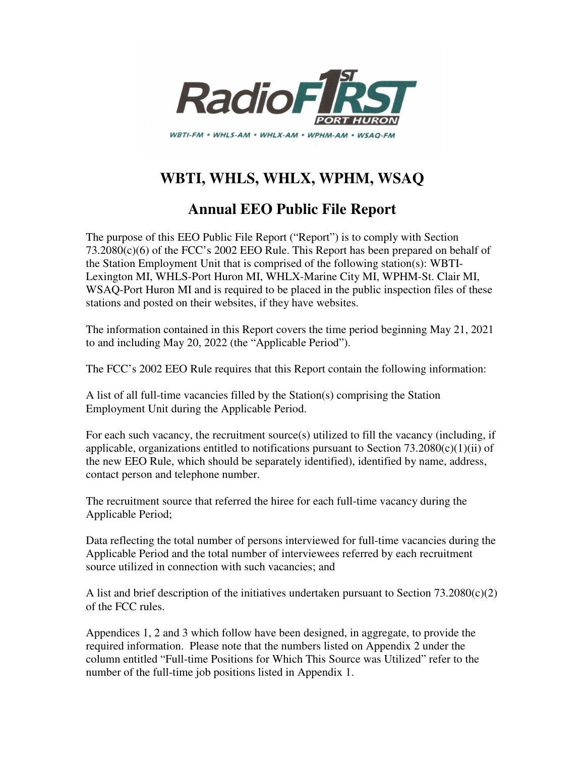RadioF1RST PORT HURON

WBTI-FM • WHLS-AM • WHLX-AM • WPHM-AM • WSAQ-FM

# WBTI, WHLS, WHLX, WPHM, WSAQ

## Annual EEO Public File Report

The purpose of this EEO Public File Report ("Report") is to comply with Section 73.2080(c)(6) of the FCC's 2002 EEO Rule. This Report has been prepared on behalf of the Station Employment Unit that is comprised of the following station(s): WBTI-Lexington MI, WHLS-Port Huron MI, WHLX-Marine City MI, WPHM-St. Clair MI, WSAQ-Port Huron MI and is required to be placed in the public inspection files of these stations and posted on their websites, if they have websites.

The information contained in this Report covers the time period beginning May 21, 2021 to and including May 20, 2022 (the "Applicable Period").

The FCC's 2002 EEO Rule requires that this Report contain the following information:

A list of all full-time vacancies filled by the Station(s) comprising the Station Employment Unit during the Applicable Period.

For each such vacancy, the recruitment source(s) utilized to fill the vacancy (including, if applicable, organizations entitled to notifications pursuant to Section 73.2080(c)(1)(ii) of the new EEO Rule, which should be separately identified), identified by name, address, contact person and telephone number.

The recruitment source that referred the hiree for each full-time vacancy during the Applicable Period;

Data reflecting the total number of persons interviewed for full-time vacancies during the Applicable Period and the total number of interviewees referred by each recruitment source utilized in connection with such vacancies; and

A list and brief description of the initiatives undertaken pursuant to Section 73.2080(c)(2) of the FCC rules.

Appendices 1, 2 and 3 which follow have been designed, in aggregate, to provide the required information. Please note that the numbers listed on Appendix 2 under the column entitled "Full-time Positions for Which This Source was Utilized" refer to the number of the full-time job positions listed in Appendix 1.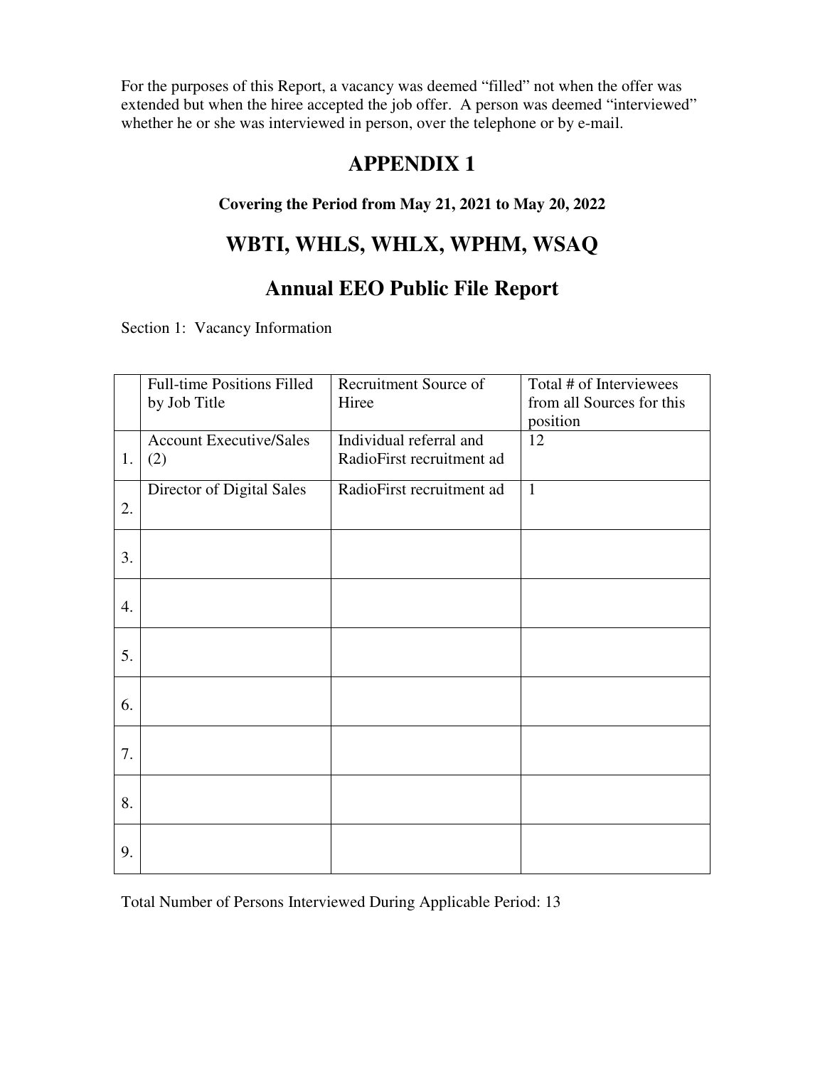For the purposes of this Report, a vacancy was deemed "filled" not when the offer was extended but when the hiree accepted the job offer. A person was deemed "interviewed" whether he or she was interviewed in person, over the telephone or by e-mail.

# APPENDIX 1

**Covering the Period from May 21, 2021 to May 20, 2022**

## WBTI, WHLS, WHLX, WPHM, WSAQ

## Annual EEO Public File Report

Section 1: Vacancy Information

| | Full-time Positions Filled by Job Title | Recruitment Source of Hiree | Total # of Interviewees from all Sources for this position |
|---|---|---|---|
| 1. | Account Executive/Sales (2) | Individual referral and RadioFirst recruitment ad | 12 |
| 2. | Director of Digital Sales | RadioFirst recruitment ad | 1 |
| 3. | | | |
| 4. | | | |
| 5. | | | |
| 6. | | | |
| 7. | | | |
| 8. | | | |
| 9. | | | |

Total Number of Persons Interviewed During Applicable Period: 13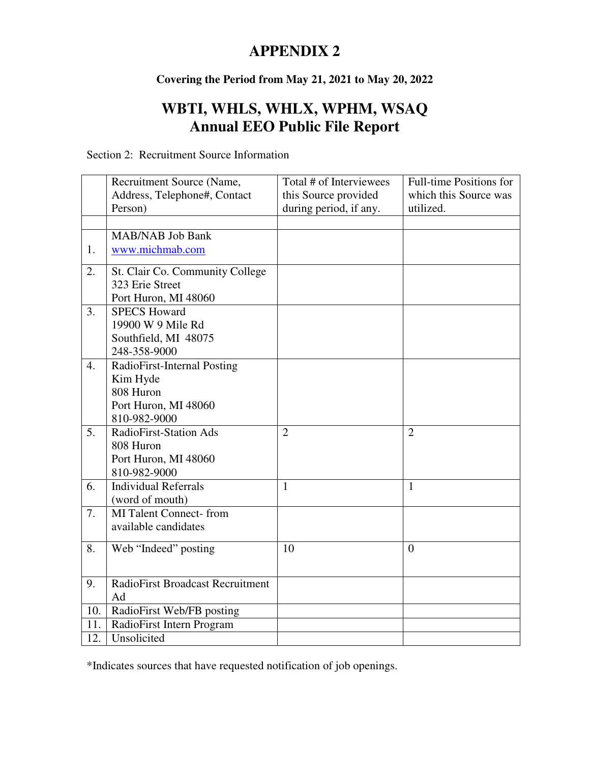# APPENDIX 2

**Covering the Period from May 21, 2021 to May 20, 2022**

## WBTI, WHLS, WHLX, WPHM, WSAQ
## Annual EEO Public File Report

Section 2: Recruitment Source Information

| | Recruitment Source (Name, Address, Telephone#, Contact Person) | Total # of Interviewees this Source provided during period, if any. | Full-time Positions for which this Source was utilized. |
|---|---|---|---|
| | | | |
| 1. | MAB/NAB Job Bank<br>www.michmab.com | | |
| 2. | St. Clair Co. Community College<br>323 Erie Street<br>Port Huron, MI 48060 | | |
| 3. | SPECS Howard<br>19900 W 9 Mile Rd<br>Southfield, MI 48075<br>248-358-9000 | | |
| 4. | RadioFirst-Internal Posting<br>Kim Hyde<br>808 Huron<br>Port Huron, MI 48060<br>810-982-9000 | | |
| 5. | RadioFirst-Station Ads<br>808 Huron<br>Port Huron, MI 48060<br>810-982-9000 | 2 | 2 |
| 6. | Individual Referrals<br>(word of mouth) | 1 | 1 |
| 7. | MI Talent Connect- from available candidates | | |
| 8. | Web "Indeed" posting | 10 | 0 |
| 9. | RadioFirst Broadcast Recruitment Ad | | |
| 10. | RadioFirst Web/FB posting | | |
| 11. | RadioFirst Intern Program | | |
| 12. | Unsolicited | | |

*Indicates sources that have requested notification of job openings.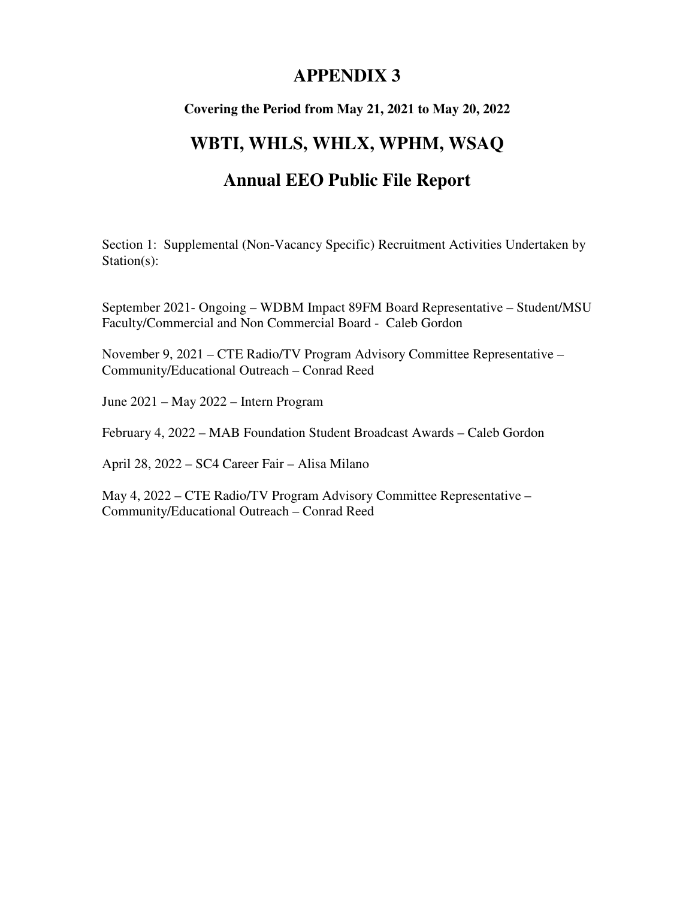# APPENDIX 3

**Covering the Period from May 21, 2021 to May 20, 2022**

## WBTI, WHLS, WHLX, WPHM, WSAQ

## Annual EEO Public File Report

Section 1: Supplemental (Non-Vacancy Specific) Recruitment Activities Undertaken by Station(s):

September 2021- Ongoing – WDBM Impact 89FM Board Representative – Student/MSU Faculty/Commercial and Non Commercial Board - Caleb Gordon

November 9, 2021 – CTE Radio/TV Program Advisory Committee Representative – Community/Educational Outreach – Conrad Reed

June 2021 – May 2022 – Intern Program

February 4, 2022 – MAB Foundation Student Broadcast Awards – Caleb Gordon

April 28, 2022 – SC4 Career Fair – Alisa Milano

May 4, 2022 – CTE Radio/TV Program Advisory Committee Representative – Community/Educational Outreach – Conrad Reed